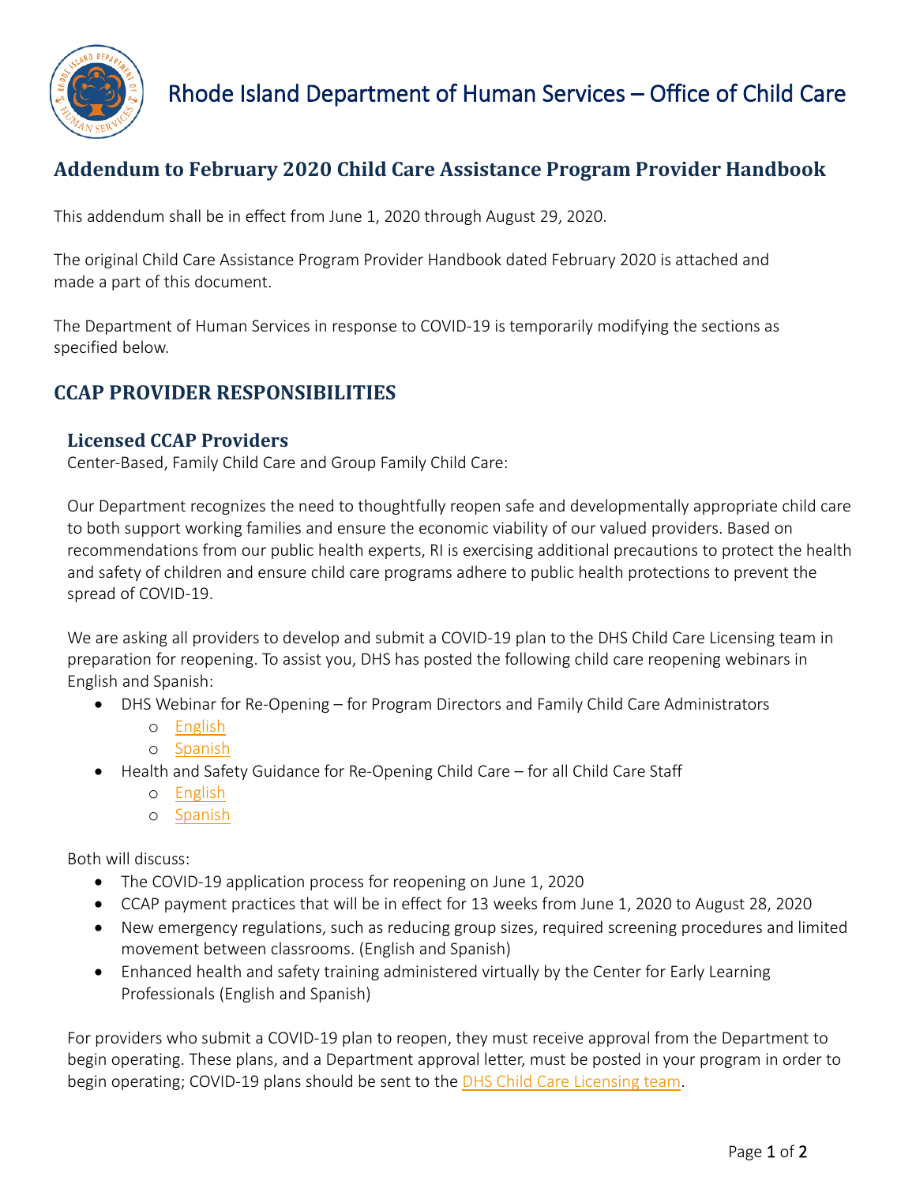# Rhode Island Department of Human Services – Office of Child Care

## Addendum to February 2020 Child Care Assistance Program Provider Handbook

This addendum shall be in effect from June 1, 2020 through August 29, 2020.

The original Child Care Assistance Program Provider Handbook dated February 2020 is attached and made a part of this document.

The Department of Human Services in response to COVID-19 is temporarily modifying the sections as specified below.

## CCAP PROVIDER RESPONSIBILITIES

### Licensed CCAP Providers

Center-Based, Family Child Care and Group Family Child Care:

Our Department recognizes the need to thoughtfully reopen safe and developmentally appropriate child care to both support working families and ensure the economic viability of our valued providers. Based on recommendations from our public health experts, RI is exercising additional precautions to protect the health and safety of children and ensure child care programs adhere to public health protections to prevent the spread of COVID-19.

We are asking all providers to develop and submit a COVID-19 plan to the DHS Child Care Licensing team in preparation for reopening. To assist you, DHS has posted the following child care reopening webinars in English and Spanish:

- DHS Webinar for Re-Opening – for Program Directors and Family Child Care Administrators
  - English
  - Spanish
- Health and Safety Guidance for Re-Opening Child Care – for all Child Care Staff
  - English
  - Spanish

Both will discuss:

- The COVID-19 application process for reopening on June 1, 2020
- CCAP payment practices that will be in effect for 13 weeks from June 1, 2020 to August 28, 2020
- New emergency regulations, such as reducing group sizes, required screening procedures and limited movement between classrooms. (English and Spanish)
- Enhanced health and safety training administered virtually by the Center for Early Learning Professionals (English and Spanish)

For providers who submit a COVID-19 plan to reopen, they must receive approval from the Department to begin operating. These plans, and a Department approval letter, must be posted in your program in order to begin operating; COVID-19 plans should be sent to the DHS Child Care Licensing team.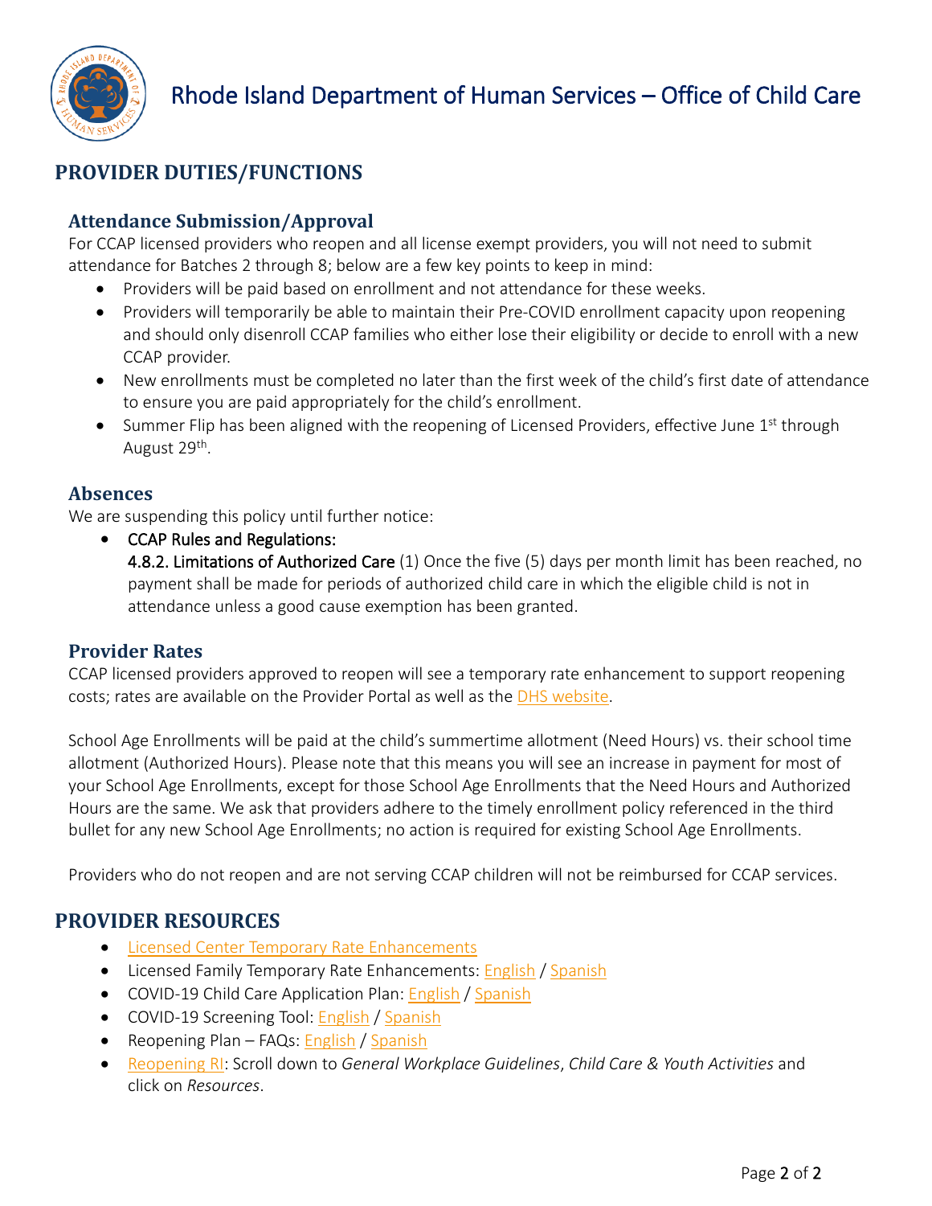## PROVIDER DUTIES/FUNCTIONS

### Attendance Submission/Approval

For CCAP licensed providers who reopen and all license exempt providers, you will not need to submit attendance for Batches 2 through 8; below are a few key points to keep in mind:

- Providers will be paid based on enrollment and not attendance for these weeks.
- Providers will temporarily be able to maintain their Pre-COVID enrollment capacity upon reopening and should only disenroll CCAP families who either lose their eligibility or decide to enroll with a new CCAP provider.
- New enrollments must be completed no later than the first week of the child's first date of attendance to ensure you are paid appropriately for the child's enrollment.
- Summer Flip has been aligned with the reopening of Licensed Providers, effective June 1st through August 29th.

### Absences

We are suspending this policy until further notice:

- CCAP Rules and Regulations:
  4.8.2. Limitations of Authorized Care (1) Once the five (5) days per month limit has been reached, no payment shall be made for periods of authorized child care in which the eligible child is not in attendance unless a good cause exemption has been granted.

### Provider Rates

CCAP licensed providers approved to reopen will see a temporary rate enhancement to support reopening costs; rates are available on the Provider Portal as well as the DHS website.

School Age Enrollments will be paid at the child's summertime allotment (Need Hours) vs. their school time allotment (Authorized Hours). Please note that this means you will see an increase in payment for most of your School Age Enrollments, except for those School Age Enrollments that the Need Hours and Authorized Hours are the same. We ask that providers adhere to the timely enrollment policy referenced in the third bullet for any new School Age Enrollments; no action is required for existing School Age Enrollments.

Providers who do not reopen and are not serving CCAP children will not be reimbursed for CCAP services.

## PROVIDER RESOURCES

- Licensed Center Temporary Rate Enhancements
- Licensed Family Temporary Rate Enhancements: English / Spanish
- COVID-19 Child Care Application Plan: English / Spanish
- COVID-19 Screening Tool: English / Spanish
- Reopening Plan – FAQs: English / Spanish
- Reopening RI: Scroll down to *General Workplace Guidelines*, *Child Care & Youth Activities* and click on *Resources*.